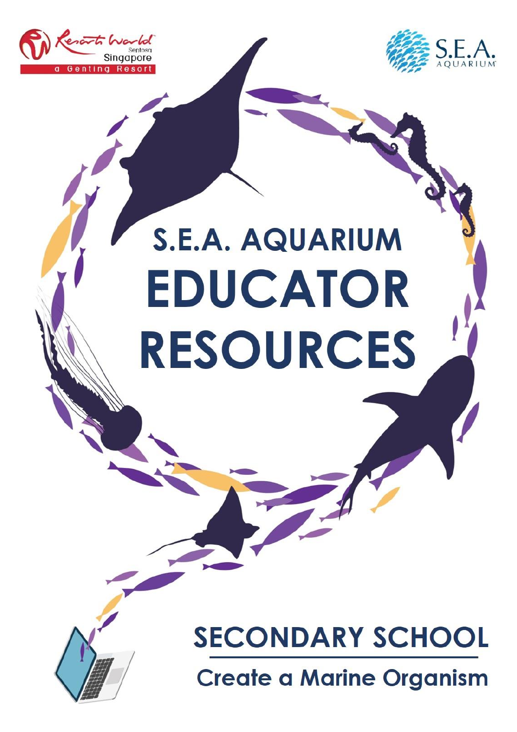Resorts World Sentosa Singapore
a Genting Resort

S.E.A. AQUARIUM

# S.E.A. AQUARIUM EDUCATOR RESOURCES

## SECONDARY SCHOOL

### Create a Marine Organism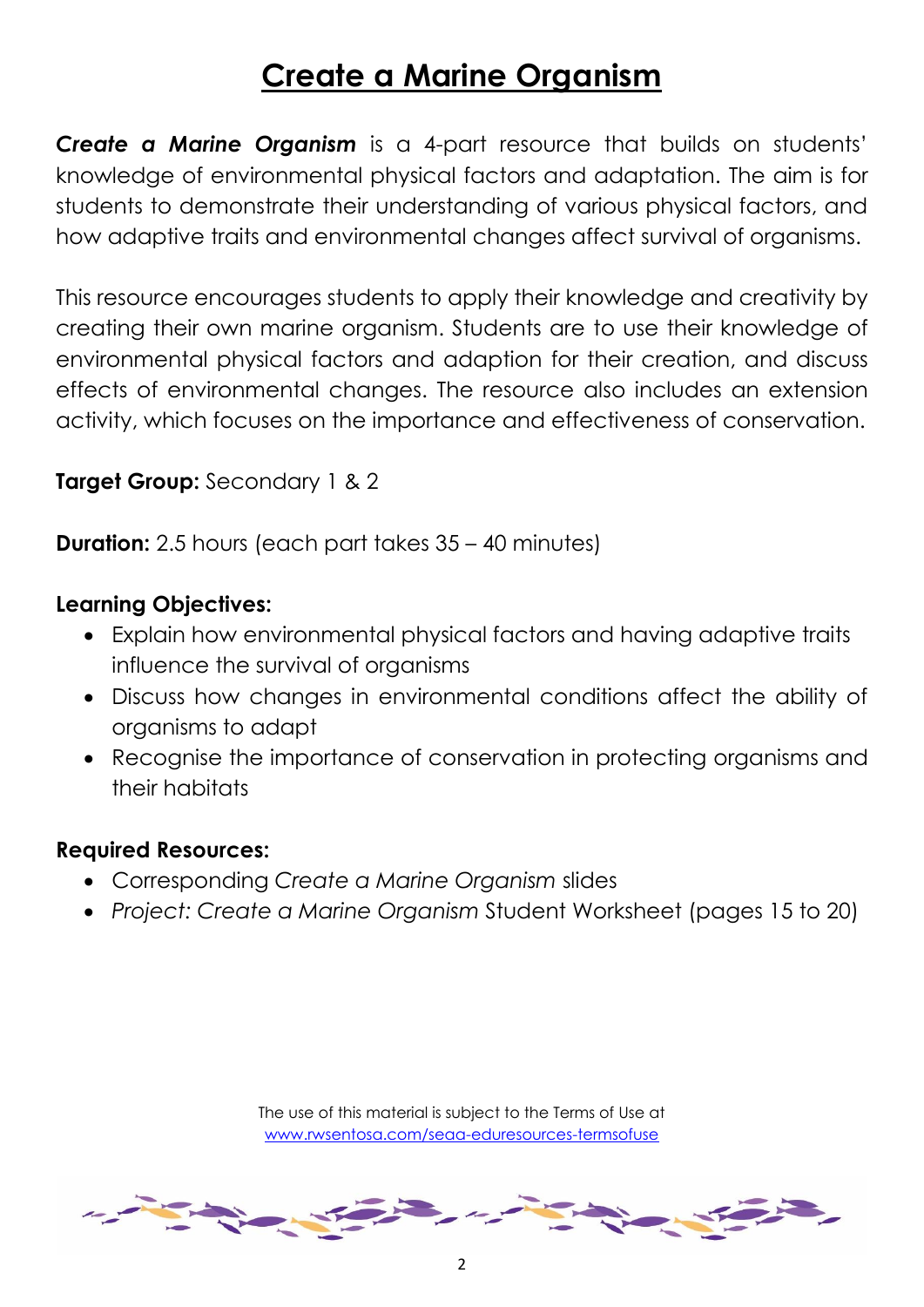# Create a Marine Organism

***Create a Marine Organism*** is a 4-part resource that builds on students' knowledge of environmental physical factors and adaptation. The aim is for students to demonstrate their understanding of various physical factors, and how adaptive traits and environmental changes affect survival of organisms.

This resource encourages students to apply their knowledge and creativity by creating their own marine organism. Students are to use their knowledge of environmental physical factors and adaption for their creation, and discuss effects of environmental changes. The resource also includes an extension activity, which focuses on the importance and effectiveness of conservation.

**Target Group:** Secondary 1 & 2

**Duration:** 2.5 hours (each part takes 35 – 40 minutes)

**Learning Objectives:**

- Explain how environmental physical factors and having adaptive traits influence the survival of organisms
- Discuss how changes in environmental conditions affect the ability of organisms to adapt
- Recognise the importance of conservation in protecting organisms and their habitats

**Required Resources:**

- Corresponding *Create a Marine Organism* slides
- *Project: Create a Marine Organism* Student Worksheet (pages 15 to 20)

The use of this material is subject to the Terms of Use at [www.rwsentosa.com/seaa-eduresources-termsofuse](www.rwsentosa.com/seaa-eduresources-termsofuse)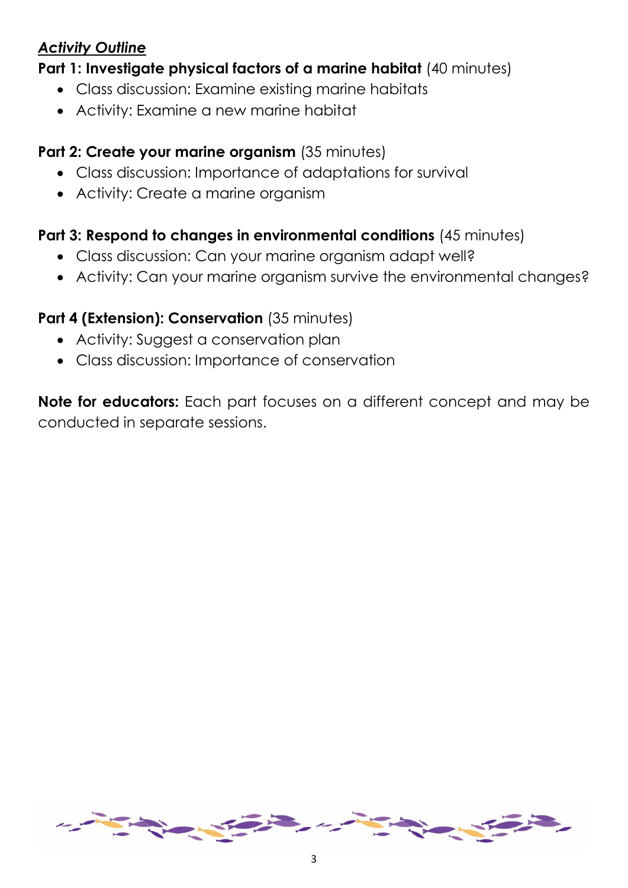***Activity Outline***

**Part 1: Investigate physical factors of a marine habitat** (40 minutes)

- Class discussion: Examine existing marine habitats
- Activity: Examine a new marine habitat

**Part 2: Create your marine organism** (35 minutes)

- Class discussion: Importance of adaptations for survival
- Activity: Create a marine organism

**Part 3: Respond to changes in environmental conditions** (45 minutes)

- Class discussion: Can your marine organism adapt well?
- Activity: Can your marine organism survive the environmental changes?

**Part 4 (Extension): Conservation** (35 minutes)

- Activity: Suggest a conservation plan
- Class discussion: Importance of conservation

**Note for educators:** Each part focuses on a different concept and may be conducted in separate sessions.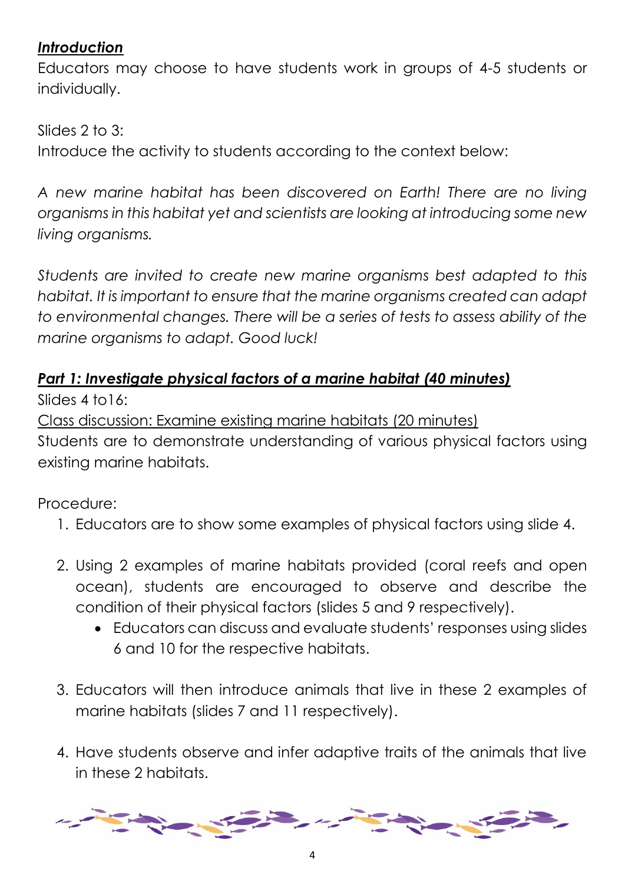***Introduction***

Educators may choose to have students work in groups of 4-5 students or individually.

Slides 2 to 3:

Introduce the activity to students according to the context below:

*A new marine habitat has been discovered on Earth! There are no living organisms in this habitat yet and scientists are looking at introducing some new living organisms.*

*Students are invited to create new marine organisms best adapted to this habitat. It is important to ensure that the marine organisms created can adapt to environmental changes. There will be a series of tests to assess ability of the marine organisms to adapt. Good luck!*

***Part 1: Investigate physical factors of a marine habitat (40 minutes)***

Slides 4 to16:

Class discussion: Examine existing marine habitats (20 minutes)

Students are to demonstrate understanding of various physical factors using existing marine habitats.

Procedure:

1. Educators are to show some examples of physical factors using slide 4.

2. Using 2 examples of marine habitats provided (coral reefs and open ocean), students are encouraged to observe and describe the condition of their physical factors (slides 5 and 9 respectively).
    - Educators can discuss and evaluate students' responses using slides 6 and 10 for the respective habitats.

3. Educators will then introduce animals that live in these 2 examples of marine habitats (slides 7 and 11 respectively).

4. Have students observe and infer adaptive traits of the animals that live in these 2 habitats.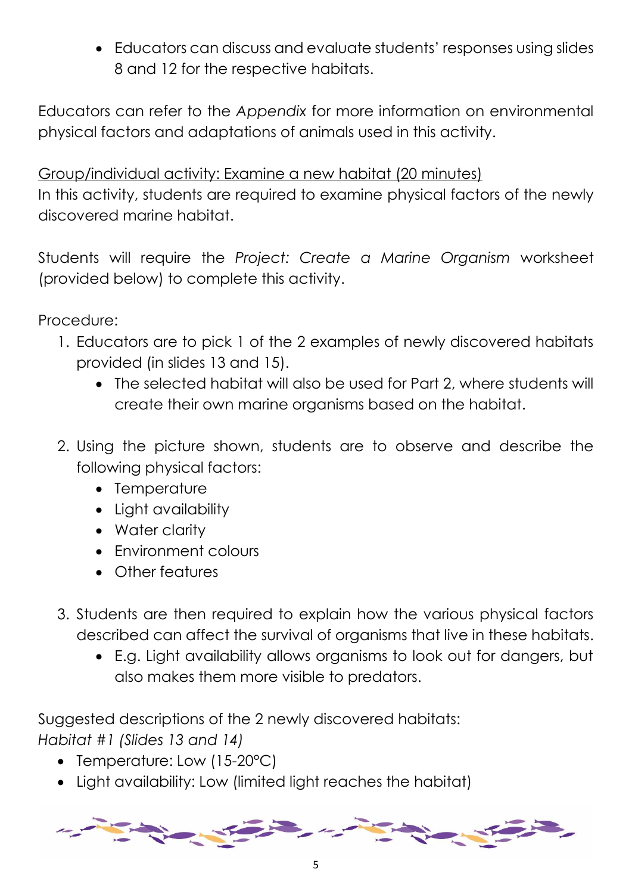- Educators can discuss and evaluate students' responses using slides 8 and 12 for the respective habitats.

Educators can refer to the *Appendix* for more information on environmental physical factors and adaptations of animals used in this activity.

<u>Group/individual activity: Examine a new habitat (20 minutes)</u>
In this activity, students are required to examine physical factors of the newly discovered marine habitat.

Students will require the *Project: Create a Marine Organism* worksheet (provided below) to complete this activity.

Procedure:

1. Educators are to pick 1 of the 2 examples of newly discovered habitats provided (in slides 13 and 15).
   - The selected habitat will also be used for Part 2, where students will create their own marine organisms based on the habitat.
2. Using the picture shown, students are to observe and describe the following physical factors:
   - Temperature
   - Light availability
   - Water clarity
   - Environment colours
   - Other features
3. Students are then required to explain how the various physical factors described can affect the survival of organisms that live in these habitats.
   - E.g. Light availability allows organisms to look out for dangers, but also makes them more visible to predators.

Suggested descriptions of the 2 newly discovered habitats:
*Habitat #1 (Slides 13 and 14)*

- Temperature: Low (15-20°C)
- Light availability: Low (limited light reaches the habitat)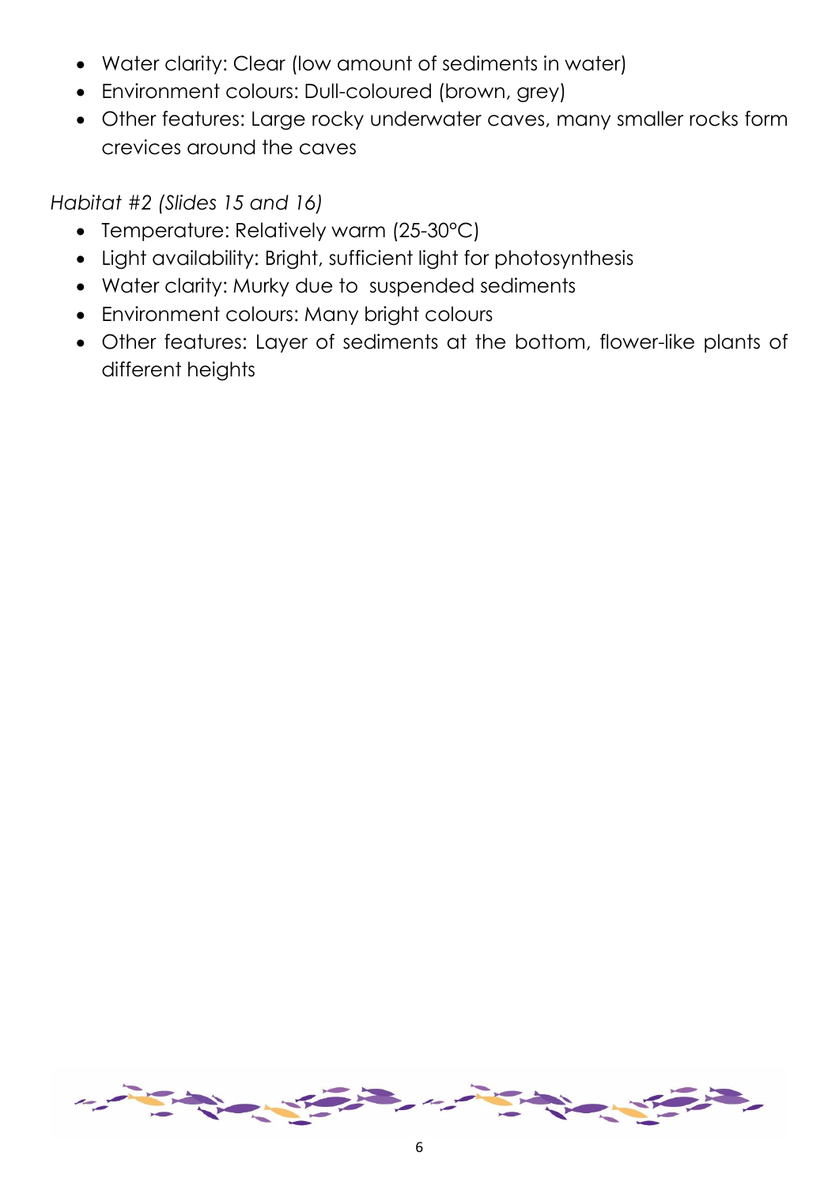- Water clarity: Clear (low amount of sediments in water)
- Environment colours: Dull-coloured (brown, grey)
- Other features: Large rocky underwater caves, many smaller rocks form crevices around the caves

*Habitat #2 (Slides 15 and 16)*

- Temperature: Relatively warm (25-30°C)
- Light availability: Bright, sufficient light for photosynthesis
- Water clarity: Murky due to suspended sediments
- Environment colours: Many bright colours
- Other features: Layer of sediments at the bottom, flower-like plants of different heights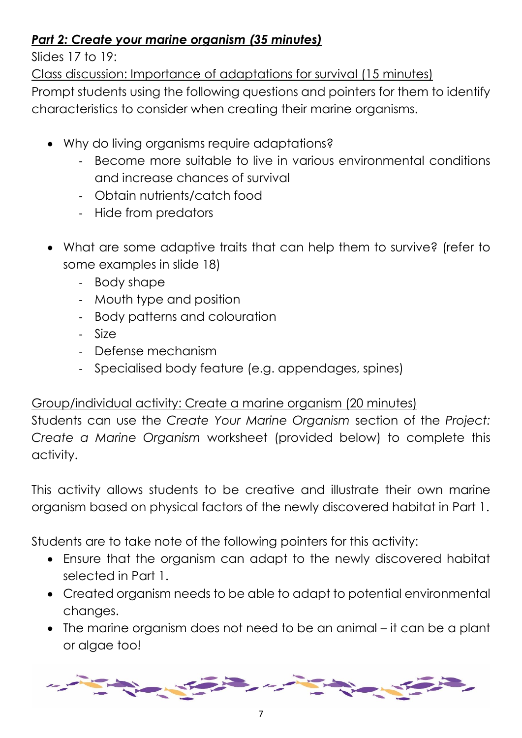***Part 2: Create your marine organism (35 minutes)***

Slides 17 to 19:

Class discussion: Importance of adaptations for survival (15 minutes)

Prompt students using the following questions and pointers for them to identify characteristics to consider when creating their marine organisms.

- Why do living organisms require adaptations?
    - Become more suitable to live in various environmental conditions and increase chances of survival
    - Obtain nutrients/catch food
    - Hide from predators

- What are some adaptive traits that can help them to survive? (refer to some examples in slide 18)
    - Body shape
    - Mouth type and position
    - Body patterns and colouration
    - Size
    - Defense mechanism
    - Specialised body feature (e.g. appendages, spines)

Group/individual activity: Create a marine organism (20 minutes)

Students can use the *Create Your Marine Organism* section of the *Project: Create a Marine Organism* worksheet (provided below) to complete this activity.

This activity allows students to be creative and illustrate their own marine organism based on physical factors of the newly discovered habitat in Part 1.

Students are to take note of the following pointers for this activity:

- Ensure that the organism can adapt to the newly discovered habitat selected in Part 1.
- Created organism needs to be able to adapt to potential environmental changes.
- The marine organism does not need to be an animal – it can be a plant or algae too!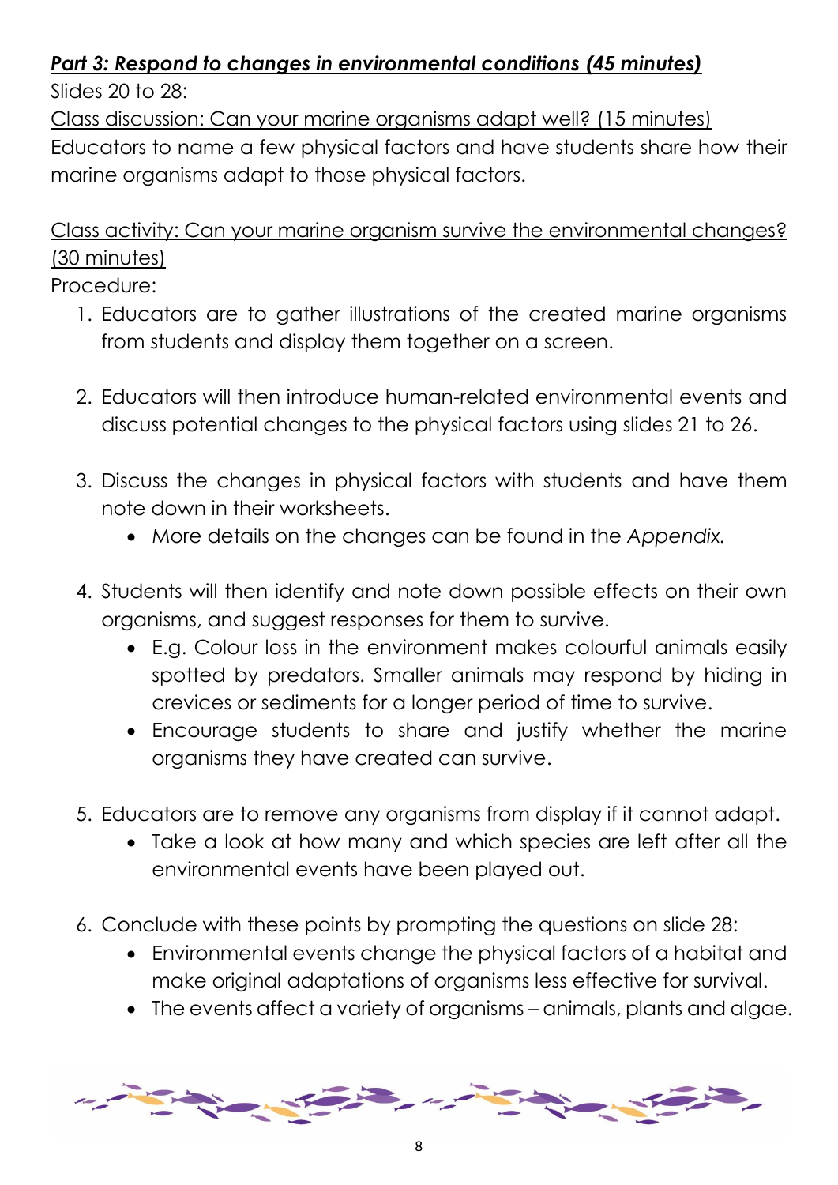***Part 3: Respond to changes in environmental conditions (45 minutes)***

Slides 20 to 28:

Class discussion: Can your marine organisms adapt well? (15 minutes)

Educators to name a few physical factors and have students share how their marine organisms adapt to those physical factors.

Class activity: Can your marine organism survive the environmental changes? (30 minutes)

Procedure:

1. Educators are to gather illustrations of the created marine organisms from students and display them together on a screen.

2. Educators will then introduce human-related environmental events and discuss potential changes to the physical factors using slides 21 to 26.

3. Discuss the changes in physical factors with students and have them note down in their worksheets.
   - More details on the changes can be found in the *Appendix.*

4. Students will then identify and note down possible effects on their own organisms, and suggest responses for them to survive.
   - E.g. Colour loss in the environment makes colourful animals easily spotted by predators. Smaller animals may respond by hiding in crevices or sediments for a longer period of time to survive.
   - Encourage students to share and justify whether the marine organisms they have created can survive.

5. Educators are to remove any organisms from display if it cannot adapt.
   - Take a look at how many and which species are left after all the environmental events have been played out.

6. Conclude with these points by prompting the questions on slide 28:
   - Environmental events change the physical factors of a habitat and make original adaptations of organisms less effective for survival.
   - The events affect a variety of organisms – animals, plants and algae.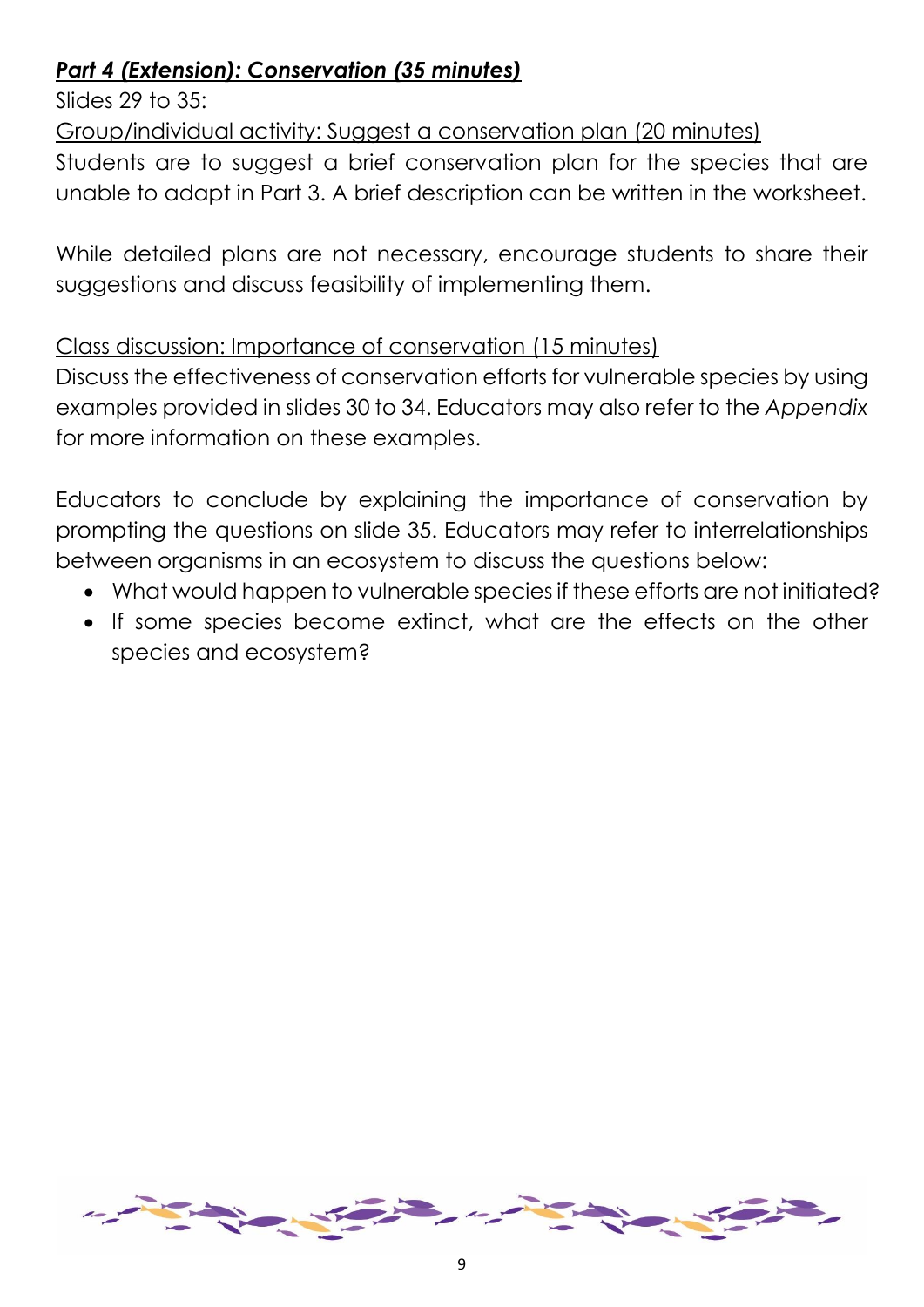***Part 4 (Extension): Conservation (35 minutes)***

Slides 29 to 35:

Group/individual activity: Suggest a conservation plan (20 minutes)

Students are to suggest a brief conservation plan for the species that are unable to adapt in Part 3. A brief description can be written in the worksheet.

While detailed plans are not necessary, encourage students to share their suggestions and discuss feasibility of implementing them.

Class discussion: Importance of conservation (15 minutes)

Discuss the effectiveness of conservation efforts for vulnerable species by using examples provided in slides 30 to 34. Educators may also refer to the *Appendix* for more information on these examples.

Educators to conclude by explaining the importance of conservation by prompting the questions on slide 35. Educators may refer to interrelationships between organisms in an ecosystem to discuss the questions below:

- What would happen to vulnerable species if these efforts are not initiated?
- If some species become extinct, what are the effects on the other species and ecosystem?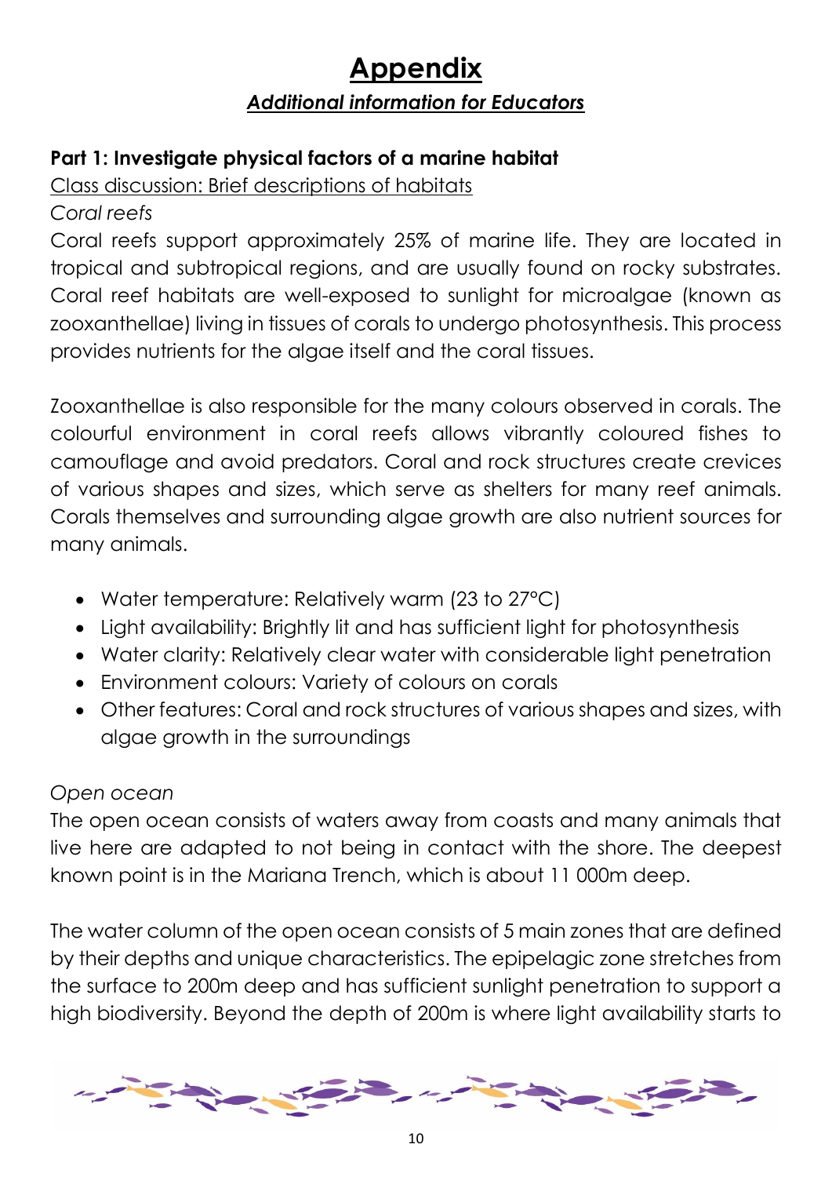# Appendix

## *Additional information for Educators*

**Part 1: Investigate physical factors of a marine habitat**

Class discussion: Brief descriptions of habitats

*Coral reefs*

Coral reefs support approximately 25% of marine life. They are located in tropical and subtropical regions, and are usually found on rocky substrates. Coral reef habitats are well-exposed to sunlight for microalgae (known as zooxanthellae) living in tissues of corals to undergo photosynthesis. This process provides nutrients for the algae itself and the coral tissues.

Zooxanthellae is also responsible for the many colours observed in corals. The colourful environment in coral reefs allows vibrantly coloured fishes to camouflage and avoid predators. Coral and rock structures create crevices of various shapes and sizes, which serve as shelters for many reef animals. Corals themselves and surrounding algae growth are also nutrient sources for many animals.

- Water temperature: Relatively warm (23 to 27°C)
- Light availability: Brightly lit and has sufficient light for photosynthesis
- Water clarity: Relatively clear water with considerable light penetration
- Environment colours: Variety of colours on corals
- Other features: Coral and rock structures of various shapes and sizes, with algae growth in the surroundings

*Open ocean*

The open ocean consists of waters away from coasts and many animals that live here are adapted to not being in contact with the shore. The deepest known point is in the Mariana Trench, which is about 11 000m deep.

The water column of the open ocean consists of 5 main zones that are defined by their depths and unique characteristics. The epipelagic zone stretches from the surface to 200m deep and has sufficient sunlight penetration to support a high biodiversity. Beyond the depth of 200m is where light availability starts to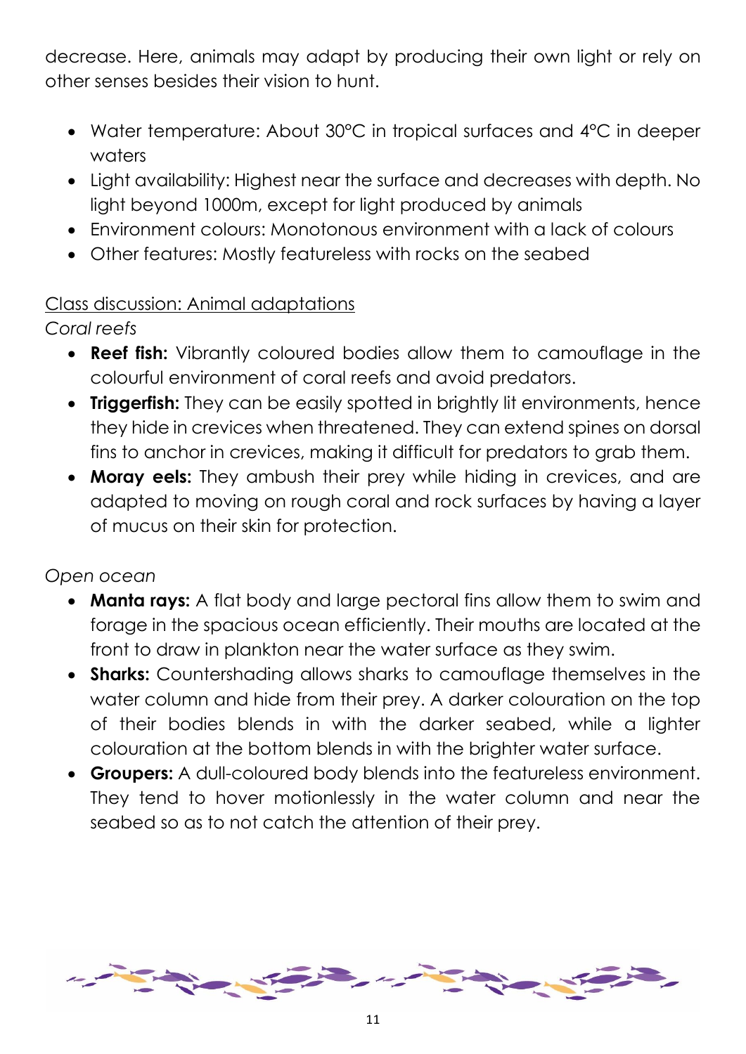decrease. Here, animals may adapt by producing their own light or rely on other senses besides their vision to hunt.

- Water temperature: About 30°C in tropical surfaces and 4°C in deeper waters
- Light availability: Highest near the surface and decreases with depth. No light beyond 1000m, except for light produced by animals
- Environment colours: Monotonous environment with a lack of colours
- Other features: Mostly featureless with rocks on the seabed

Class discussion: Animal adaptations

*Coral reefs*

- **Reef fish:** Vibrantly coloured bodies allow them to camouflage in the colourful environment of coral reefs and avoid predators.
- **Triggerfish:** They can be easily spotted in brightly lit environments, hence they hide in crevices when threatened. They can extend spines on dorsal fins to anchor in crevices, making it difficult for predators to grab them.
- **Moray eels:** They ambush their prey while hiding in crevices, and are adapted to moving on rough coral and rock surfaces by having a layer of mucus on their skin for protection.

*Open ocean*

- **Manta rays:** A flat body and large pectoral fins allow them to swim and forage in the spacious ocean efficiently. Their mouths are located at the front to draw in plankton near the water surface as they swim.
- **Sharks:** Countershading allows sharks to camouflage themselves in the water column and hide from their prey. A darker colouration on the top of their bodies blends in with the darker seabed, while a lighter colouration at the bottom blends in with the brighter water surface.
- **Groupers:** A dull-coloured body blends into the featureless environment. They tend to hover motionlessly in the water column and near the seabed so as to not catch the attention of their prey.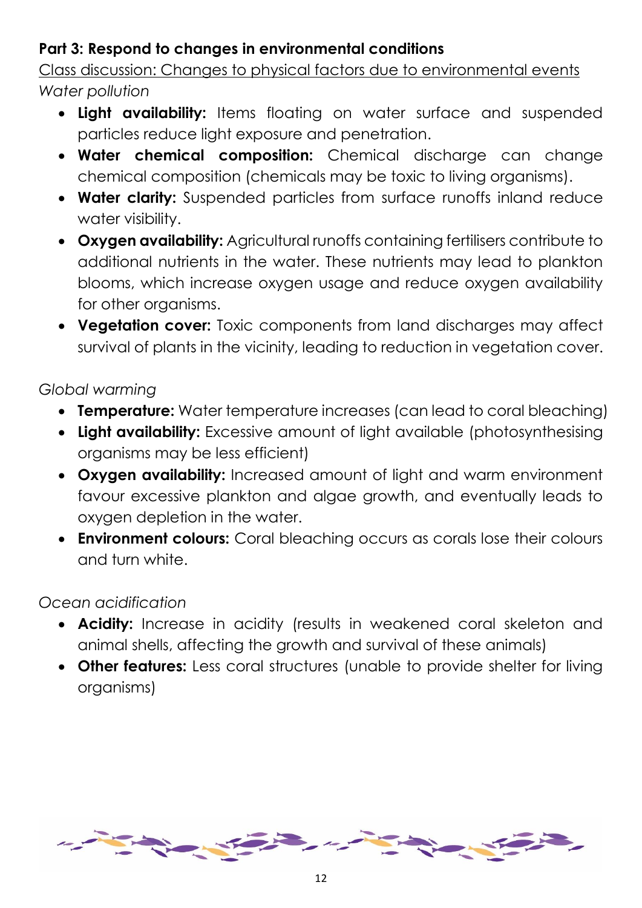**Part 3: Respond to changes in environmental conditions**

Class discussion: Changes to physical factors due to environmental events

*Water pollution*

- **Light availability:** Items floating on water surface and suspended particles reduce light exposure and penetration.
- **Water chemical composition:** Chemical discharge can change chemical composition (chemicals may be toxic to living organisms).
- **Water clarity:** Suspended particles from surface runoffs inland reduce water visibility.
- **Oxygen availability:** Agricultural runoffs containing fertilisers contribute to additional nutrients in the water. These nutrients may lead to plankton blooms, which increase oxygen usage and reduce oxygen availability for other organisms.
- **Vegetation cover:** Toxic components from land discharges may affect survival of plants in the vicinity, leading to reduction in vegetation cover.

*Global warming*

- **Temperature:** Water temperature increases (can lead to coral bleaching)
- **Light availability:** Excessive amount of light available (photosynthesising organisms may be less efficient)
- **Oxygen availability:** Increased amount of light and warm environment favour excessive plankton and algae growth, and eventually leads to oxygen depletion in the water.
- **Environment colours:** Coral bleaching occurs as corals lose their colours and turn white.

*Ocean acidification*

- **Acidity:** Increase in acidity (results in weakened coral skeleton and animal shells, affecting the growth and survival of these animals)
- **Other features:** Less coral structures (unable to provide shelter for living organisms)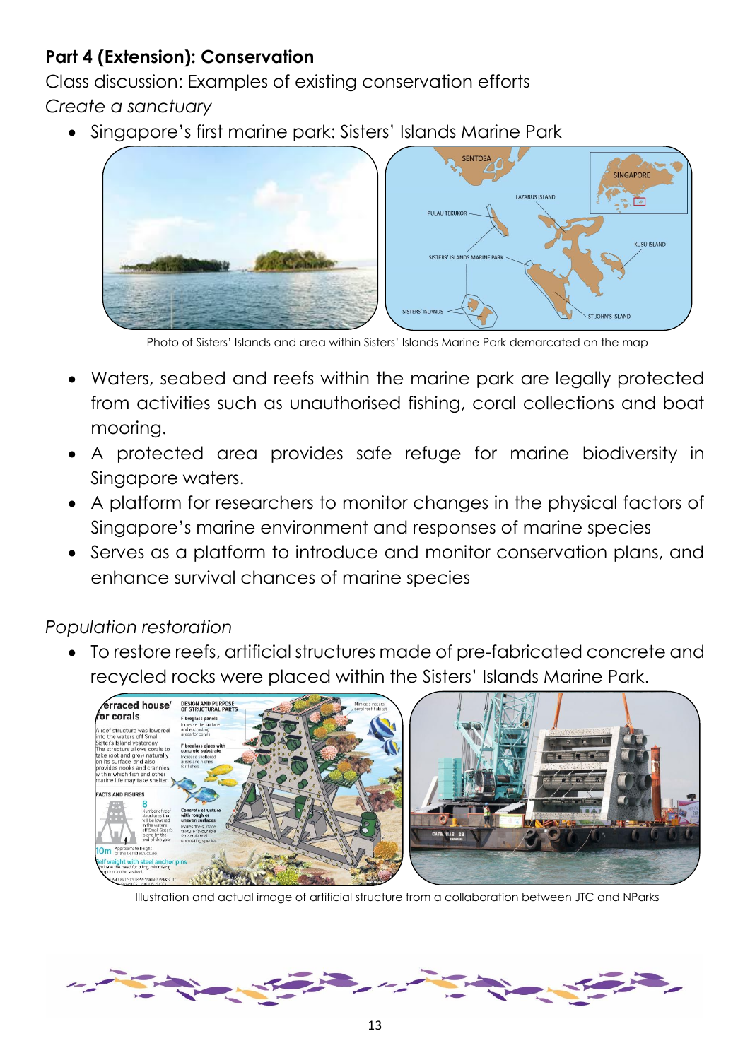## Part 4 (Extension): Conservation

Class discussion: Examples of existing conservation efforts

*Create a sanctuary*

- Singapore's first marine park: Sisters' Islands Marine Park

Photo of Sisters' Islands and area within Sisters' Islands Marine Park demarcated on the map

- Waters, seabed and reefs within the marine park are legally protected from activities such as unauthorised fishing, coral collections and boat mooring.
- A protected area provides safe refuge for marine biodiversity in Singapore waters.
- A platform for researchers to monitor changes in the physical factors of Singapore's marine environment and responses of marine species
- Serves as a platform to introduce and monitor conservation plans, and enhance survival chances of marine species

*Population restoration*

- To restore reefs, artificial structures made of pre-fabricated concrete and recycled rocks were placed within the Sisters' Islands Marine Park.

Illustration and actual image of artificial structure from a collaboration between JTC and NParks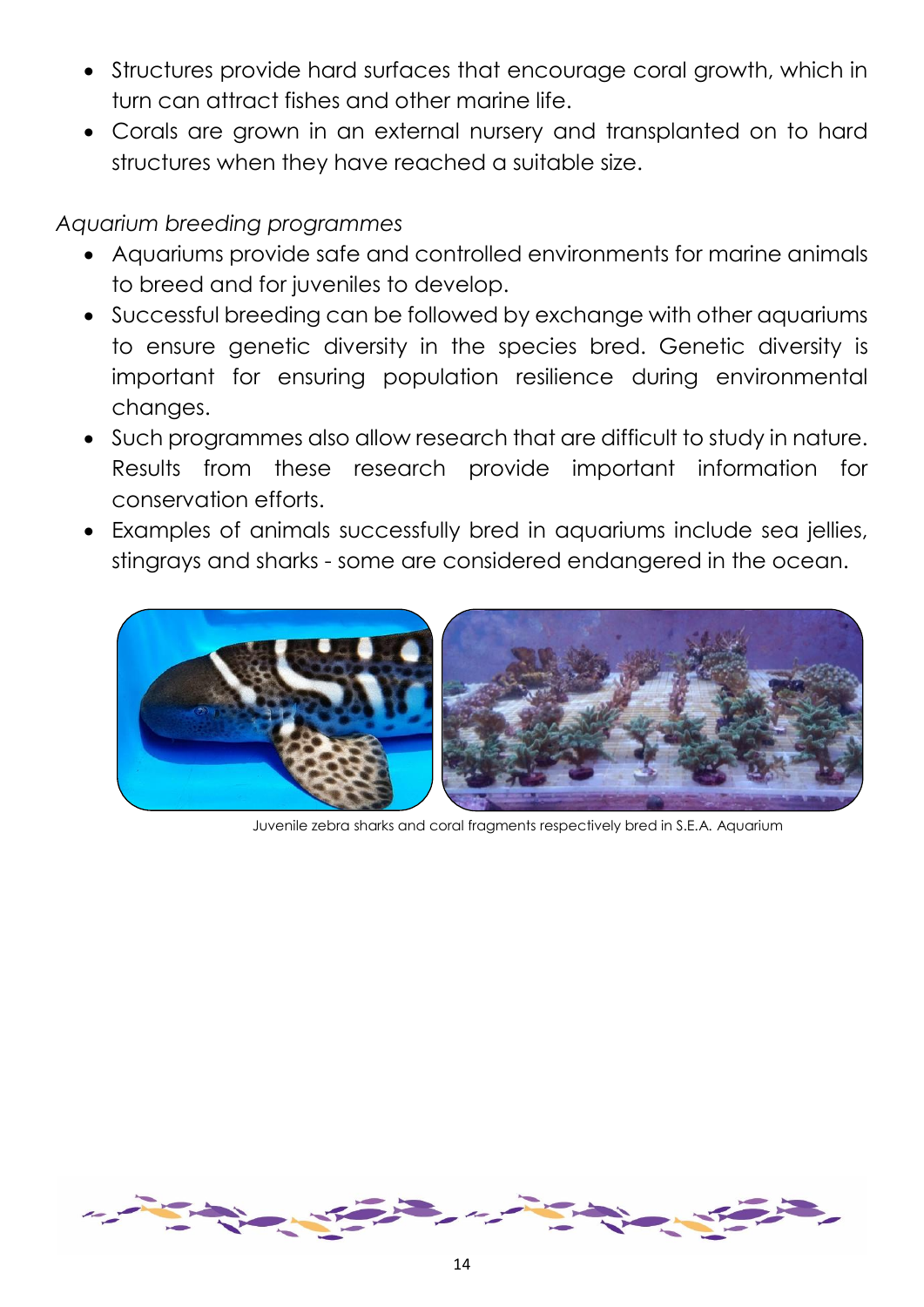- Structures provide hard surfaces that encourage coral growth, which in turn can attract fishes and other marine life.
- Corals are grown in an external nursery and transplanted on to hard structures when they have reached a suitable size.

*Aquarium breeding programmes*

- Aquariums provide safe and controlled environments for marine animals to breed and for juveniles to develop.
- Successful breeding can be followed by exchange with other aquariums to ensure genetic diversity in the species bred. Genetic diversity is important for ensuring population resilience during environmental changes.
- Such programmes also allow research that are difficult to study in nature. Results from these research provide important information for conservation efforts.
- Examples of animals successfully bred in aquariums include sea jellies, stingrays and sharks - some are considered endangered in the ocean.

Juvenile zebra sharks and coral fragments respectively bred in S.E.A. Aquarium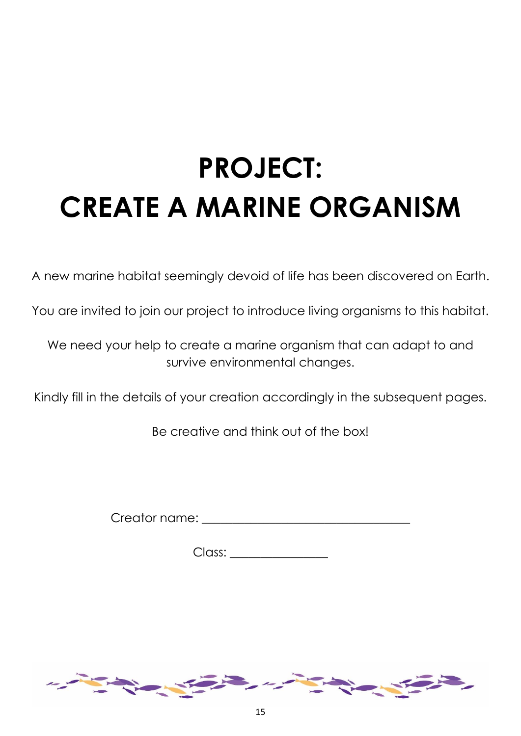# PROJECT:
# CREATE A MARINE ORGANISM

A new marine habitat seemingly devoid of life has been discovered on Earth.

You are invited to join our project to introduce living organisms to this habitat.

We need your help to create a marine organism that can adapt to and survive environmental changes.

Kindly fill in the details of your creation accordingly in the subsequent pages.

Be creative and think out of the box!

Creator name: ___________________________________

Class: ________________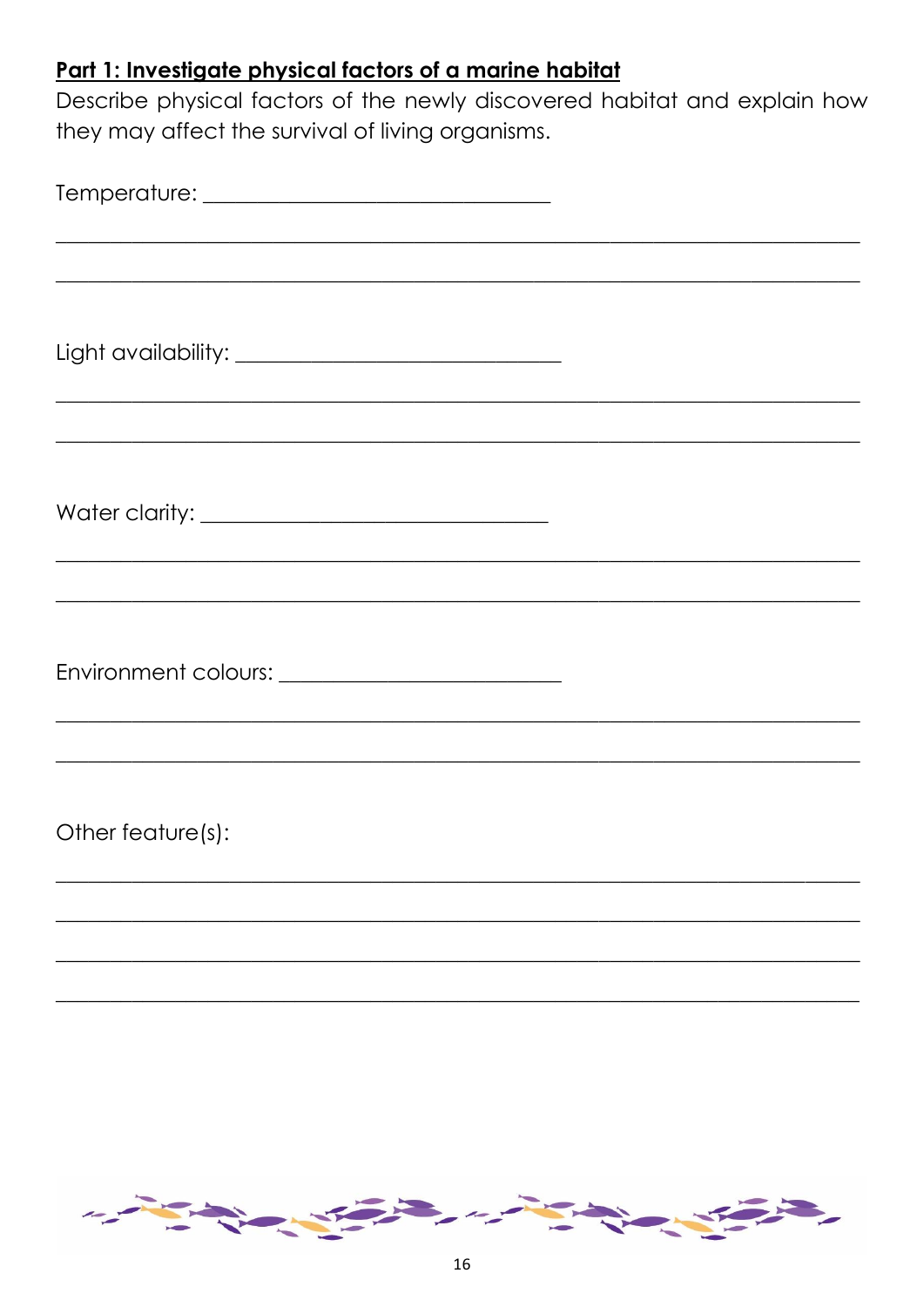## Part 1: Investigate physical factors of a marine habitat

Describe physical factors of the newly discovered habitat and explain how they may affect the survival of living organisms.

Temperature: ________________________________

________________________________________________________________________

________________________________________________________________________

Light availability: ______________________________

________________________________________________________________________

________________________________________________________________________

Water clarity: ________________________________

________________________________________________________________________

________________________________________________________________________

Environment colours: __________________________

________________________________________________________________________

________________________________________________________________________

Other feature(s):

________________________________________________________________________

________________________________________________________________________

________________________________________________________________________

________________________________________________________________________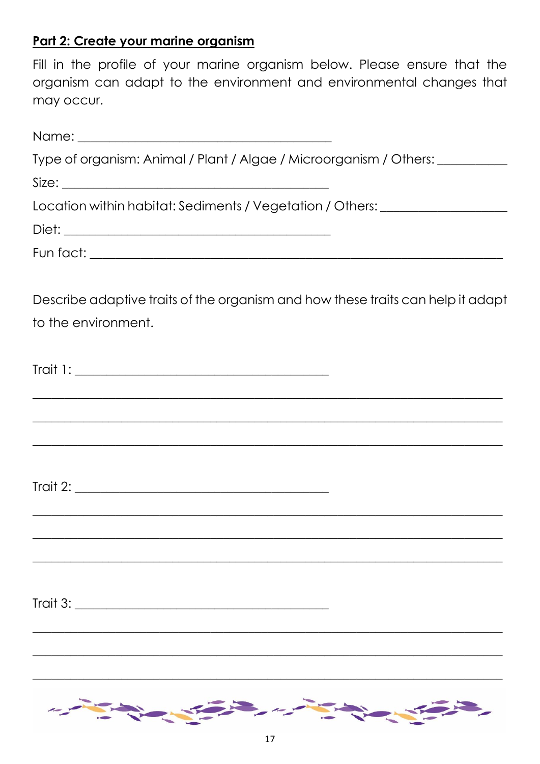## Part 2: Create your marine organism

Fill in the profile of your marine organism below. Please ensure that the organism can adapt to the environment and environmental changes that may occur.

Name: ________________________________________

Type of organism: Animal / Plant / Algae / Microorganism / Others: __________

Size: ________________________________________

Location within habitat: Sediments / Vegetation / Others: __________________

Diet: ________________________________________

Fun fact: ______________________________________________________________

Describe adaptive traits of the organism and how these traits can help it adapt to the environment.

Trait 1: ________________________________________

_________________________________________________________________________

_________________________________________________________________________

_________________________________________________________________________

Trait 2: ________________________________________

_________________________________________________________________________

_________________________________________________________________________

_________________________________________________________________________

Trait 3: ________________________________________

_________________________________________________________________________

_________________________________________________________________________

_________________________________________________________________________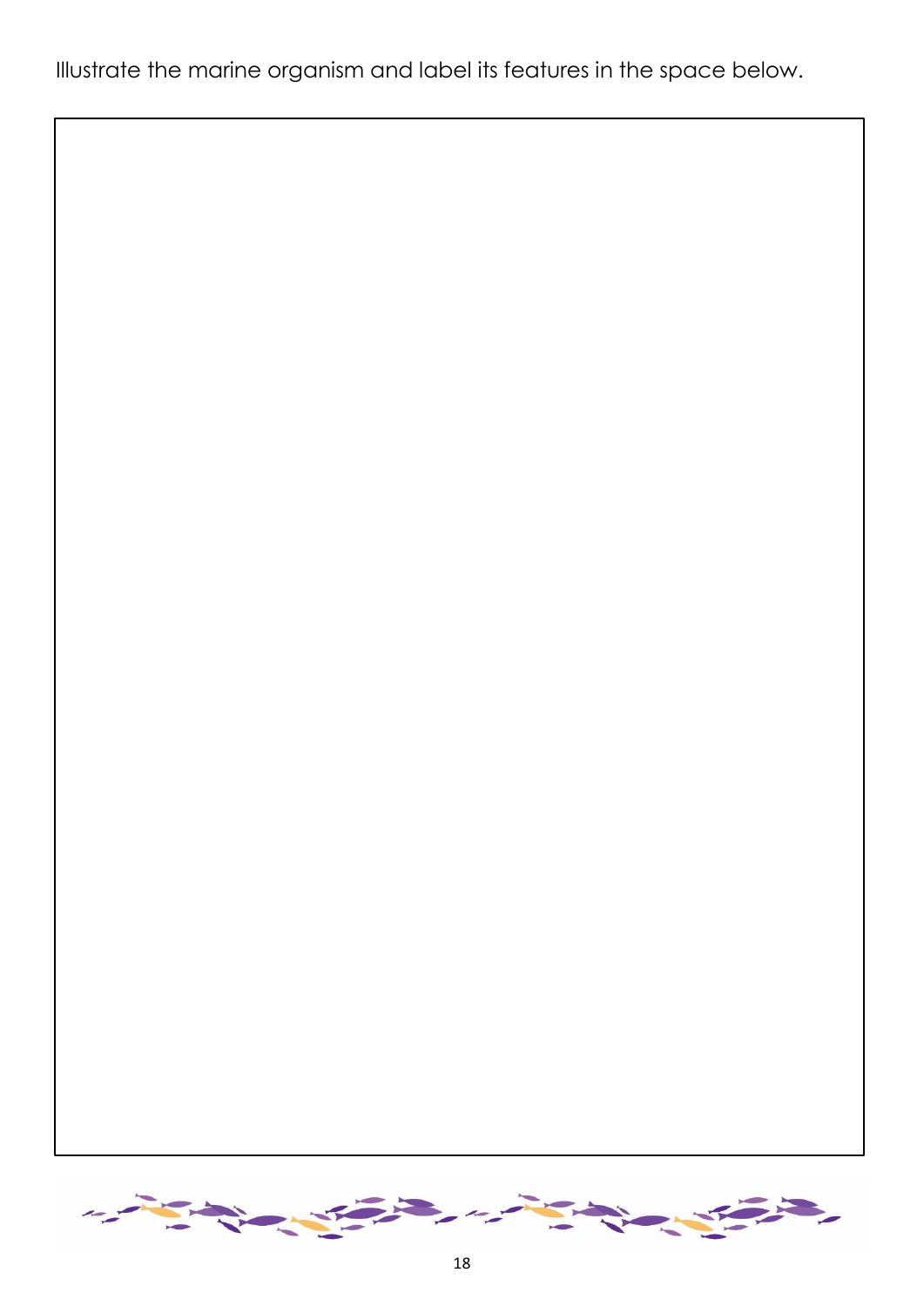Illustrate the marine organism and label its features in the space below.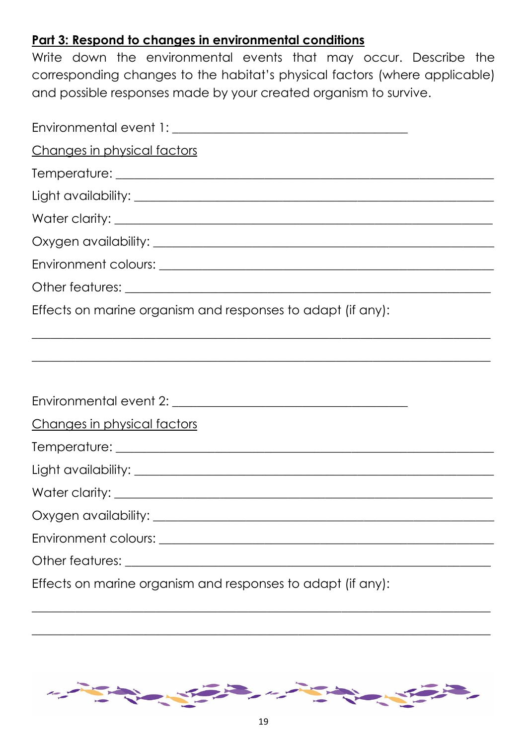## Part 3: Respond to changes in environmental conditions

Write down the environmental events that may occur. Describe the corresponding changes to the habitat's physical factors (where applicable) and possible responses made by your created organism to survive.

Environmental event 1: ______________________________

<u>Changes in physical factors</u>

Temperature: ______________________________

Light availability: ______________________________

Water clarity: ______________________________

Oxygen availability: ______________________________

Environment colours: ______________________________

Other features: ______________________________

Effects on marine organism and responses to adapt (if any):

______________________________

______________________________

Environmental event 2: ______________________________

<u>Changes in physical factors</u>

Temperature: ______________________________

Light availability: ______________________________

Water clarity: ______________________________

Oxygen availability: ______________________________

Environment colours: ______________________________

Other features: ______________________________

Effects on marine organism and responses to adapt (if any):

______________________________

______________________________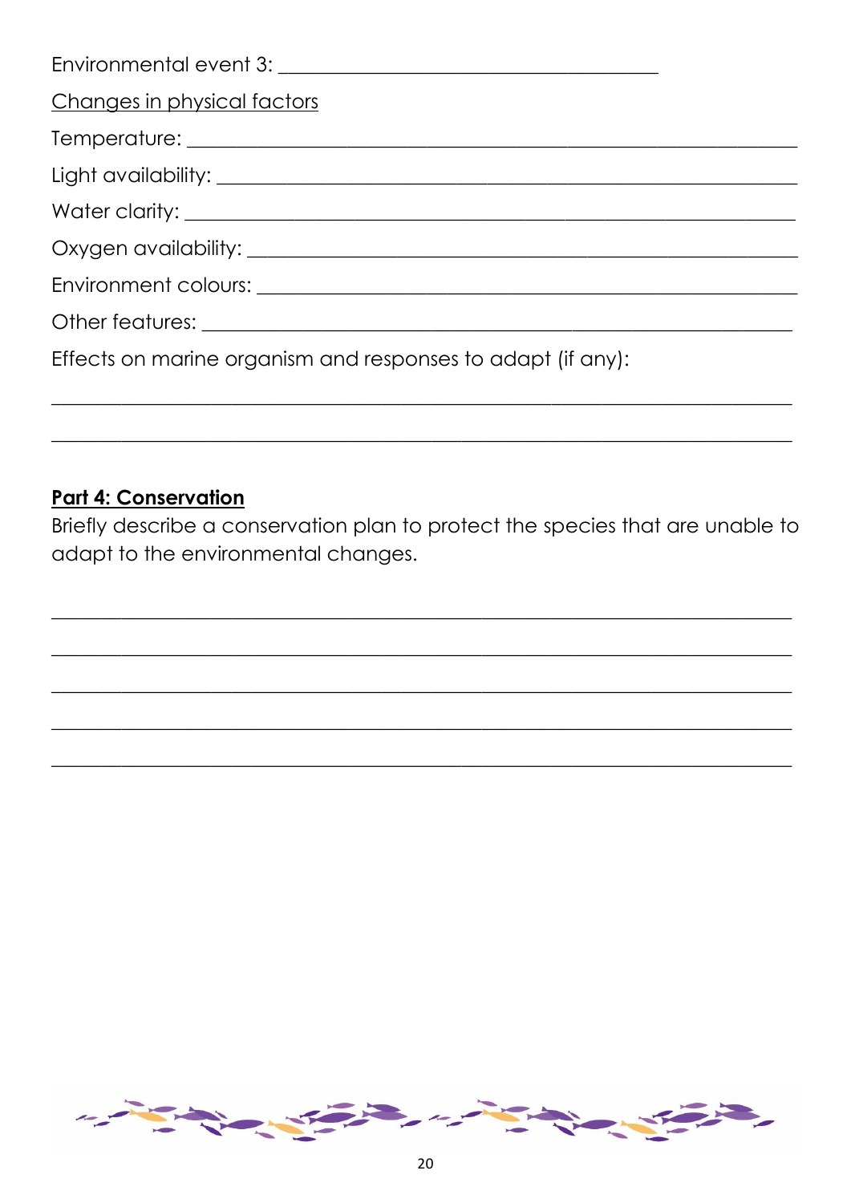Environmental event 3: ____________________________________

<u>Changes in physical factors</u>

Temperature: ____________________________________________________

Light availability: ________________________________________________

Water clarity: ___________________________________________________

Oxygen availability: _______________________________________________

Environment colours: ______________________________________________

Other features: __________________________________________________

Effects on marine organism and responses to adapt (if any):

______________________________________________________________________

______________________________________________________________________

## **<u>Part 4: Conservation</u>**

Briefly describe a conservation plan to protect the species that are unable to adapt to the environmental changes.

______________________________________________________________________

______________________________________________________________________

______________________________________________________________________

______________________________________________________________________

______________________________________________________________________